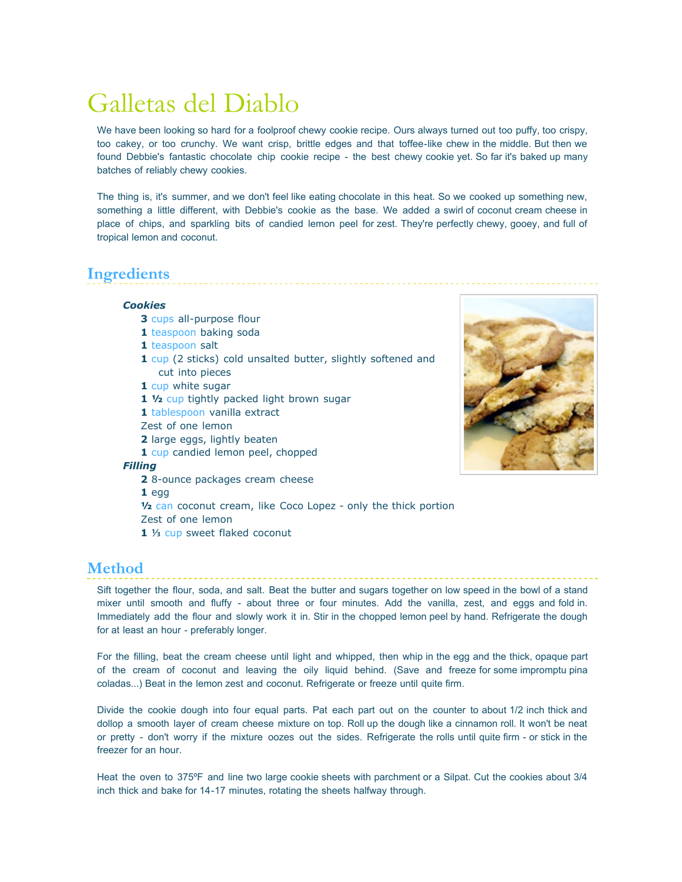# Galletas del Diablo

We have been looking so hard for a foolproof chewy cookie recipe. Ours always turned out too puffy, too crispy, too cakey, or too crunchy. We want crisp, brittle edges and that toffee-like chew in the middle. But then we found Debbie's fantastic chocolate chip cookie recipe - the best chewy cookie yet. So far it's baked up many batches of reliably chewy cookies.

The thing is, it's summer, and we don't feel like eating chocolate in this heat. So we cooked up something new, something a little different, with Debbie's cookie as the base. We added a swirl of coconut cream cheese in place of chips, and sparkling bits of candied lemon peel for zest. They're perfectly chewy, gooey, and full of tropical lemon and coconut.

## Ingredients

***Cookies***

- **3** cups all-purpose flour
- **1** teaspoon baking soda
- **1** teaspoon salt
- **1** cup (2 sticks) cold unsalted butter, slightly softened and cut into pieces
- **1** cup white sugar
- **1 ½** cup tightly packed light brown sugar
- **1** tablespoon vanilla extract
- Zest of one lemon
- **2** large eggs, lightly beaten
- **1** cup candied lemon peel, chopped

***Filling***

- **2** 8-ounce packages cream cheese
- **1** egg
- **½** can coconut cream, like Coco Lopez - only the thick portion
- Zest of one lemon
- **1** ⅓ cup sweet flaked coconut

## Method

Sift together the flour, soda, and salt. Beat the butter and sugars together on low speed in the bowl of a stand mixer until smooth and fluffy - about three or four minutes. Add the vanilla, zest, and eggs and fold in. Immediately add the flour and slowly work it in. Stir in the chopped lemon peel by hand. Refrigerate the dough for at least an hour - preferably longer.

For the filling, beat the cream cheese until light and whipped, then whip in the egg and the thick, opaque part of the cream of coconut and leaving the oily liquid behind. (Save and freeze for some impromptu pina coladas...) Beat in the lemon zest and coconut. Refrigerate or freeze until quite firm.

Divide the cookie dough into four equal parts. Pat each part out on the counter to about 1/2 inch thick and dollop a smooth layer of cream cheese mixture on top. Roll up the dough like a cinnamon roll. It won't be neat or pretty - don't worry if the mixture oozes out the sides. Refrigerate the rolls until quite firm - or stick in the freezer for an hour.

Heat the oven to 375ºF and line two large cookie sheets with parchment or a Silpat. Cut the cookies about 3/4 inch thick and bake for 14-17 minutes, rotating the sheets halfway through.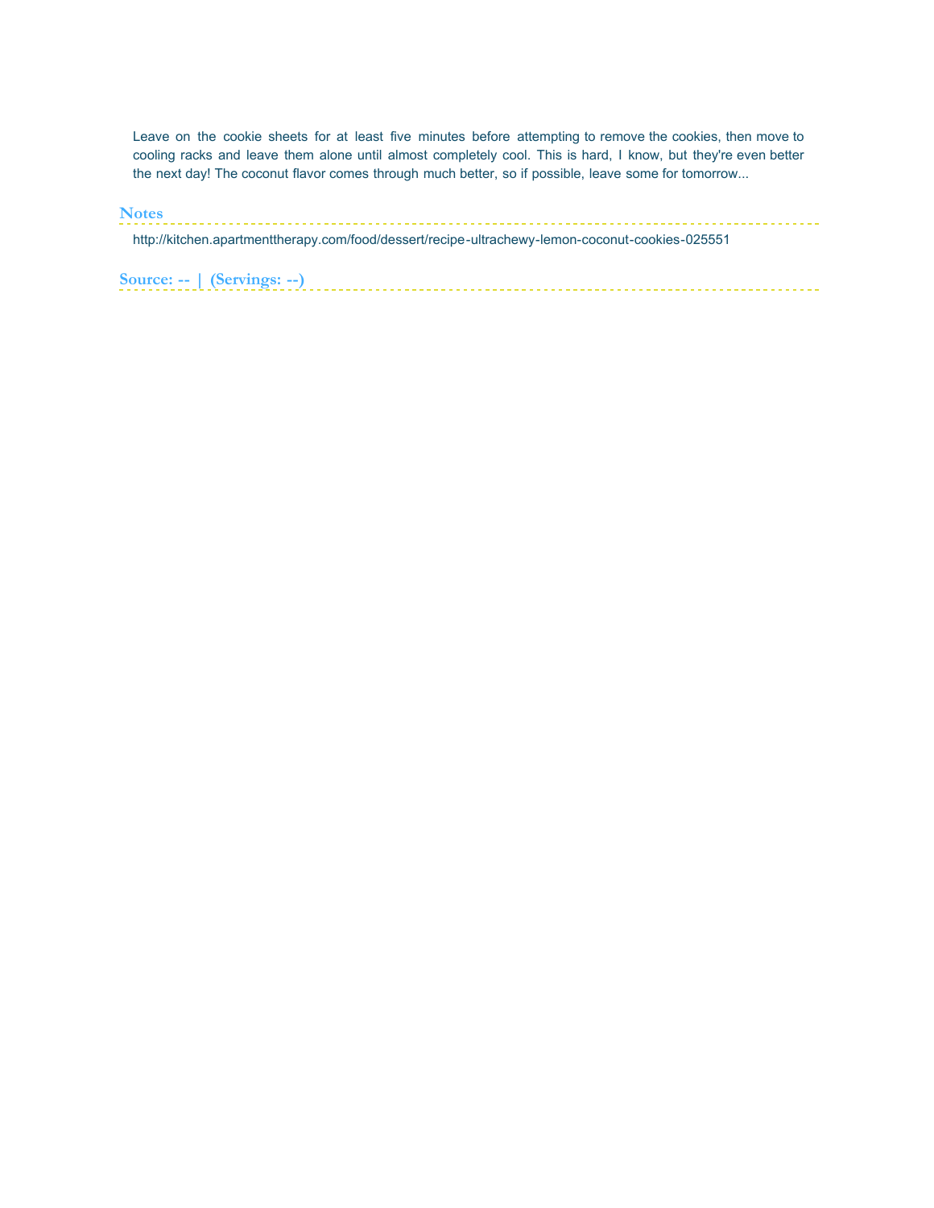Leave on the cookie sheets for at least five minutes before attempting to remove the cookies, then move to cooling racks and leave them alone until almost completely cool. This is hard, I know, but they're even better the next day! The coconut flavor comes through much better, so if possible, leave some for tomorrow...

## Notes

http://kitchen.apartmenttherapy.com/food/dessert/recipe-ultrachewy-lemon-coconut-cookies-025551

## Source: -- | (Servings: --)